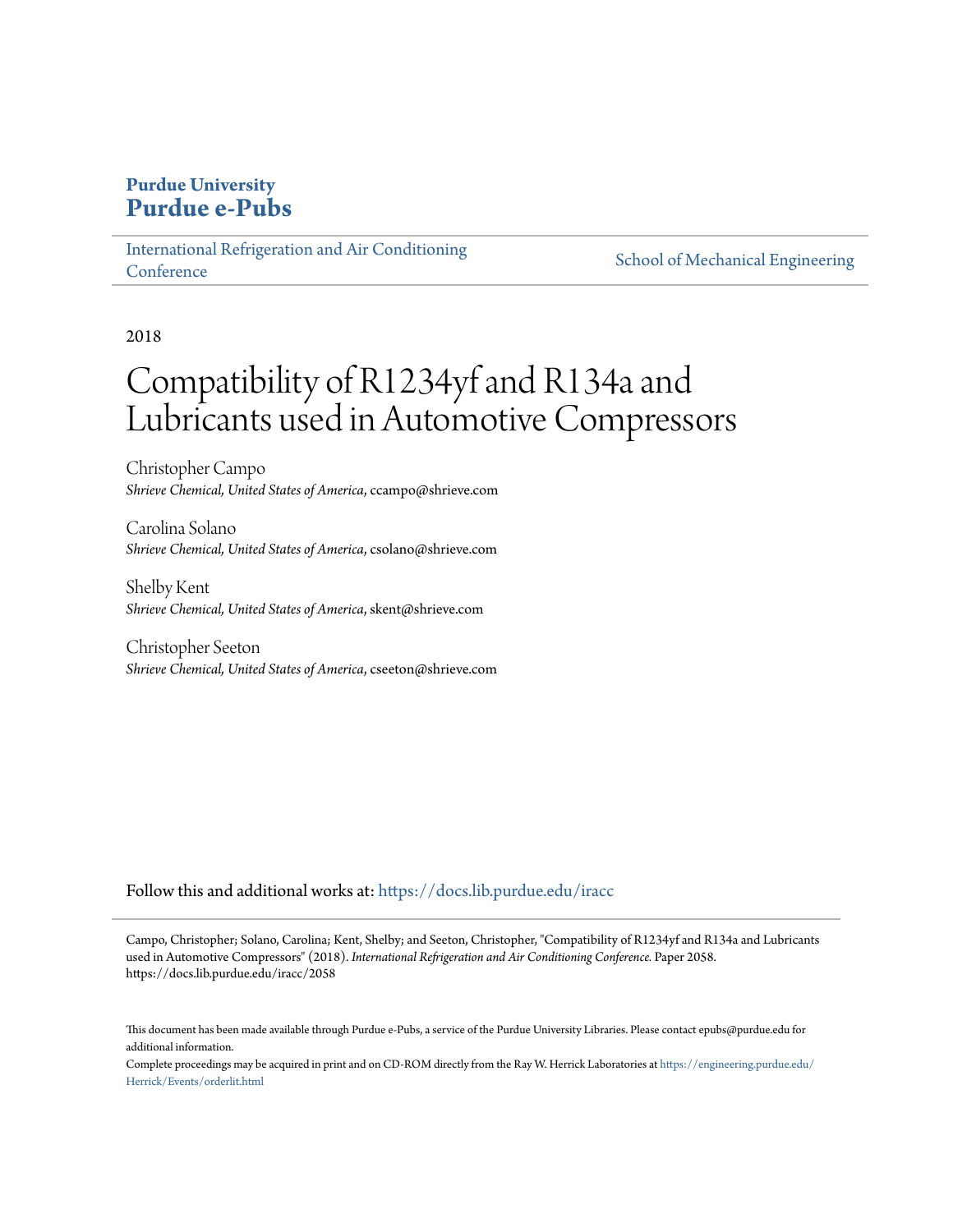**Purdue University**
# Purdue e-Pubs

International Refrigeration and Air Conditioning Conference | School of Mechanical Engineering

2018

# Compatibility of R1234yf and R134a and Lubricants used in Automotive Compressors

Christopher Campo
*Shrieve Chemical, United States of America*, ccampo@shrieve.com

Carolina Solano
*Shrieve Chemical, United States of America*, csolano@shrieve.com

Shelby Kent
*Shrieve Chemical, United States of America*, skent@shrieve.com

Christopher Seeton
*Shrieve Chemical, United States of America*, cseeton@shrieve.com

Follow this and additional works at: https://docs.lib.purdue.edu/iracc

Campo, Christopher; Solano, Carolina; Kent, Shelby; and Seeton, Christopher, "Compatibility of R1234yf and R134a and Lubricants used in Automotive Compressors" (2018). *International Refrigeration and Air Conditioning Conference.* Paper 2058. https://docs.lib.purdue.edu/iracc/2058

This document has been made available through Purdue e-Pubs, a service of the Purdue University Libraries. Please contact epubs@purdue.edu for additional information.
Complete proceedings may be acquired in print and on CD-ROM directly from the Ray W. Herrick Laboratories at https://engineering.purdue.edu/Herrick/Events/orderlit.html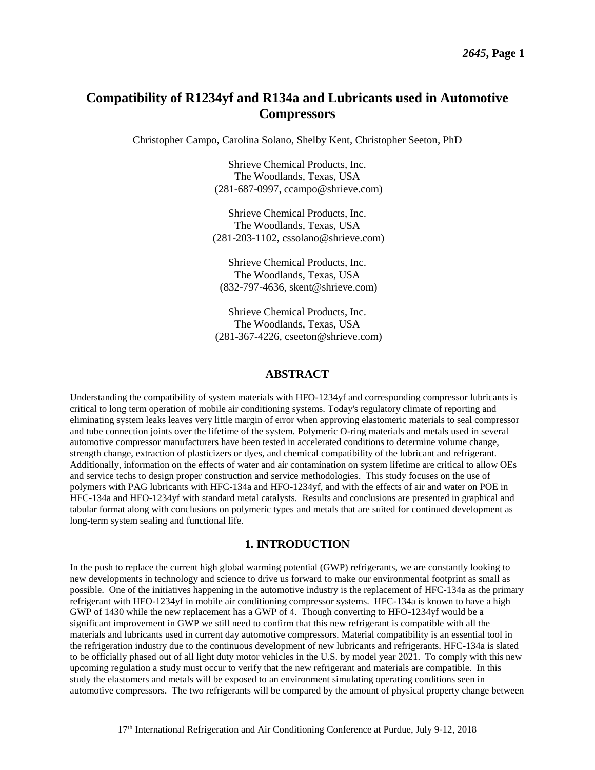# Compatibility of R1234yf and R134a and Lubricants used in Automotive Compressors

Christopher Campo, Carolina Solano, Shelby Kent, Christopher Seeton, PhD

Shrieve Chemical Products, Inc.
The Woodlands, Texas, USA
(281-687-0997, ccampo@shrieve.com)

Shrieve Chemical Products, Inc.
The Woodlands, Texas, USA
(281-203-1102, cssolano@shrieve.com)

Shrieve Chemical Products, Inc.
The Woodlands, Texas, USA
(832-797-4636, skent@shrieve.com)

Shrieve Chemical Products, Inc.
The Woodlands, Texas, USA
(281-367-4226, cseeton@shrieve.com)

## ABSTRACT

Understanding the compatibility of system materials with HFO-1234yf and corresponding compressor lubricants is critical to long term operation of mobile air conditioning systems. Today's regulatory climate of reporting and eliminating system leaks leaves very little margin of error when approving elastomeric materials to seal compressor and tube connection joints over the lifetime of the system. Polymeric O-ring materials and metals used in several automotive compressor manufacturers have been tested in accelerated conditions to determine volume change, strength change, extraction of plasticizers or dyes, and chemical compatibility of the lubricant and refrigerant. Additionally, information on the effects of water and air contamination on system lifetime are critical to allow OEs and service techs to design proper construction and service methodologies. This study focuses on the use of polymers with PAG lubricants with HFC-134a and HFO-1234yf, and with the effects of air and water on POE in HFC-134a and HFO-1234yf with standard metal catalysts. Results and conclusions are presented in graphical and tabular format along with conclusions on polymeric types and metals that are suited for continued development as long-term system sealing and functional life.

## 1. INTRODUCTION

In the push to replace the current high global warming potential (GWP) refrigerants, we are constantly looking to new developments in technology and science to drive us forward to make our environmental footprint as small as possible. One of the initiatives happening in the automotive industry is the replacement of HFC-134a as the primary refrigerant with HFO-1234yf in mobile air conditioning compressor systems. HFC-134a is known to have a high GWP of 1430 while the new replacement has a GWP of 4. Though converting to HFO-1234yf would be a significant improvement in GWP we still need to confirm that this new refrigerant is compatible with all the materials and lubricants used in current day automotive compressors. Material compatibility is an essential tool in the refrigeration industry due to the continuous development of new lubricants and refrigerants. HFC-134a is slated to be officially phased out of all light duty motor vehicles in the U.S. by model year 2021. To comply with this new upcoming regulation a study must occur to verify that the new refrigerant and materials are compatible. In this study the elastomers and metals will be exposed to an environment simulating operating conditions seen in automotive compressors. The two refrigerants will be compared by the amount of physical property change between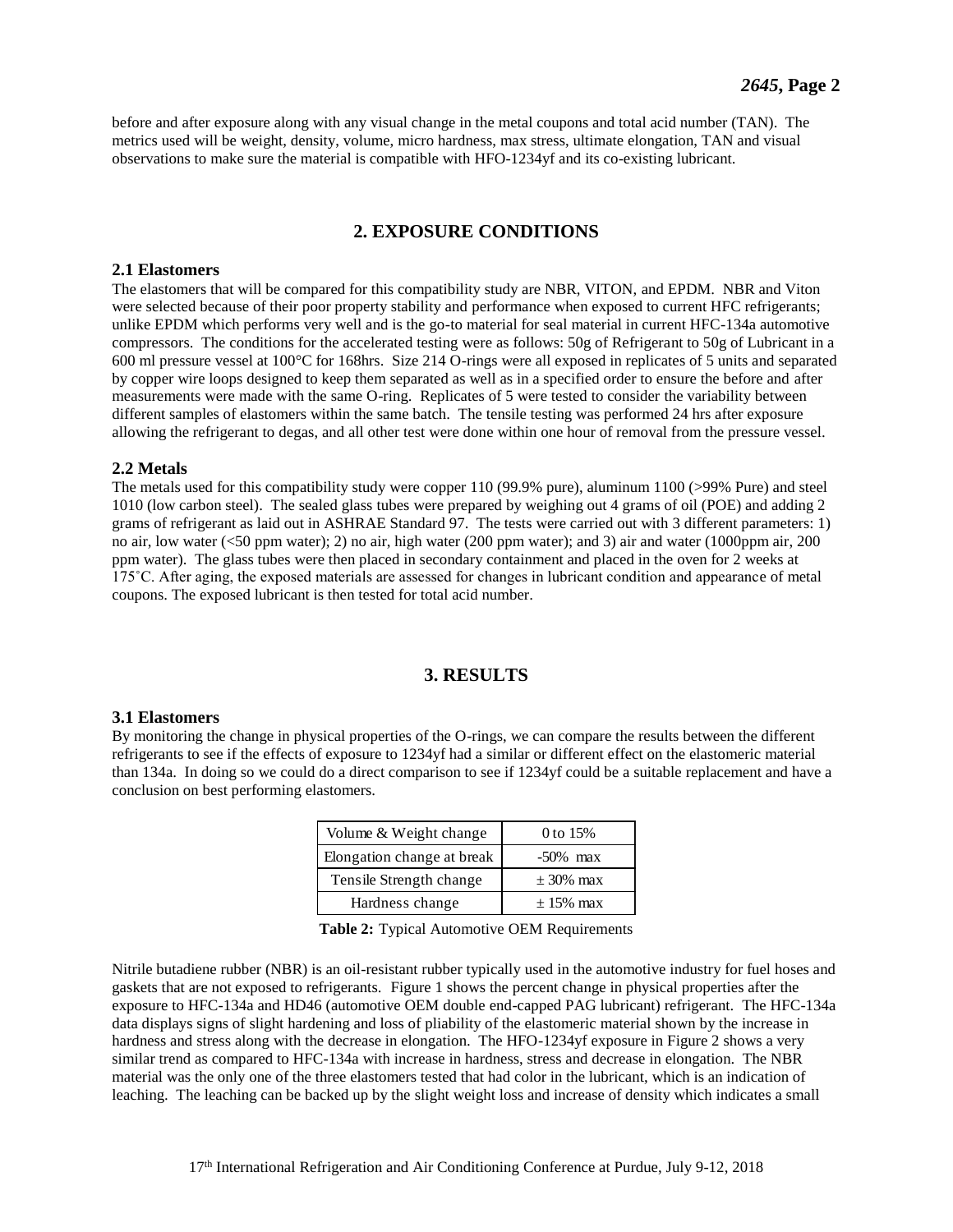before and after exposure along with any visual change in the metal coupons and total acid number (TAN). The metrics used will be weight, density, volume, micro hardness, max stress, ultimate elongation, TAN and visual observations to make sure the material is compatible with HFO-1234yf and its co-existing lubricant.

## 2. EXPOSURE CONDITIONS

### 2.1 Elastomers

The elastomers that will be compared for this compatibility study are NBR, VITON, and EPDM. NBR and Viton were selected because of their poor property stability and performance when exposed to current HFC refrigerants; unlike EPDM which performs very well and is the go-to material for seal material in current HFC-134a automotive compressors. The conditions for the accelerated testing were as follows: 50g of Refrigerant to 50g of Lubricant in a 600 ml pressure vessel at 100°C for 168hrs. Size 214 O-rings were all exposed in replicates of 5 units and separated by copper wire loops designed to keep them separated as well as in a specified order to ensure the before and after measurements were made with the same O-ring. Replicates of 5 were tested to consider the variability between different samples of elastomers within the same batch. The tensile testing was performed 24 hrs after exposure allowing the refrigerant to degas, and all other test were done within one hour of removal from the pressure vessel.

### 2.2 Metals

The metals used for this compatibility study were copper 110 (99.9% pure), aluminum 1100 (>99% Pure) and steel 1010 (low carbon steel). The sealed glass tubes were prepared by weighing out 4 grams of oil (POE) and adding 2 grams of refrigerant as laid out in ASHRAE Standard 97. The tests were carried out with 3 different parameters: 1) no air, low water (<50 ppm water); 2) no air, high water (200 ppm water); and 3) air and water (1000ppm air, 200 ppm water). The glass tubes were then placed in secondary containment and placed in the oven for 2 weeks at 175˚C. After aging, the exposed materials are assessed for changes in lubricant condition and appearance of metal coupons. The exposed lubricant is then tested for total acid number.

## 3. RESULTS

### 3.1 Elastomers

By monitoring the change in physical properties of the O-rings, we can compare the results between the different refrigerants to see if the effects of exposure to 1234yf had a similar or different effect on the elastomeric material than 134a. In doing so we could do a direct comparison to see if 1234yf could be a suitable replacement and have a conclusion on best performing elastomers.

| Volume & Weight change | 0 to 15% |
|---|---|
| Elongation change at break | -50% max |
| Tensile Strength change | ± 30% max |
| Hardness change | ± 15% max |

**Table 2:** Typical Automotive OEM Requirements

Nitrile butadiene rubber (NBR) is an oil-resistant rubber typically used in the automotive industry for fuel hoses and gaskets that are not exposed to refrigerants. Figure 1 shows the percent change in physical properties after the exposure to HFC-134a and HD46 (automotive OEM double end-capped PAG lubricant) refrigerant. The HFC-134a data displays signs of slight hardening and loss of pliability of the elastomeric material shown by the increase in hardness and stress along with the decrease in elongation. The HFO-1234yf exposure in Figure 2 shows a very similar trend as compared to HFC-134a with increase in hardness, stress and decrease in elongation. The NBR material was the only one of the three elastomers tested that had color in the lubricant, which is an indication of leaching. The leaching can be backed up by the slight weight loss and increase of density which indicates a small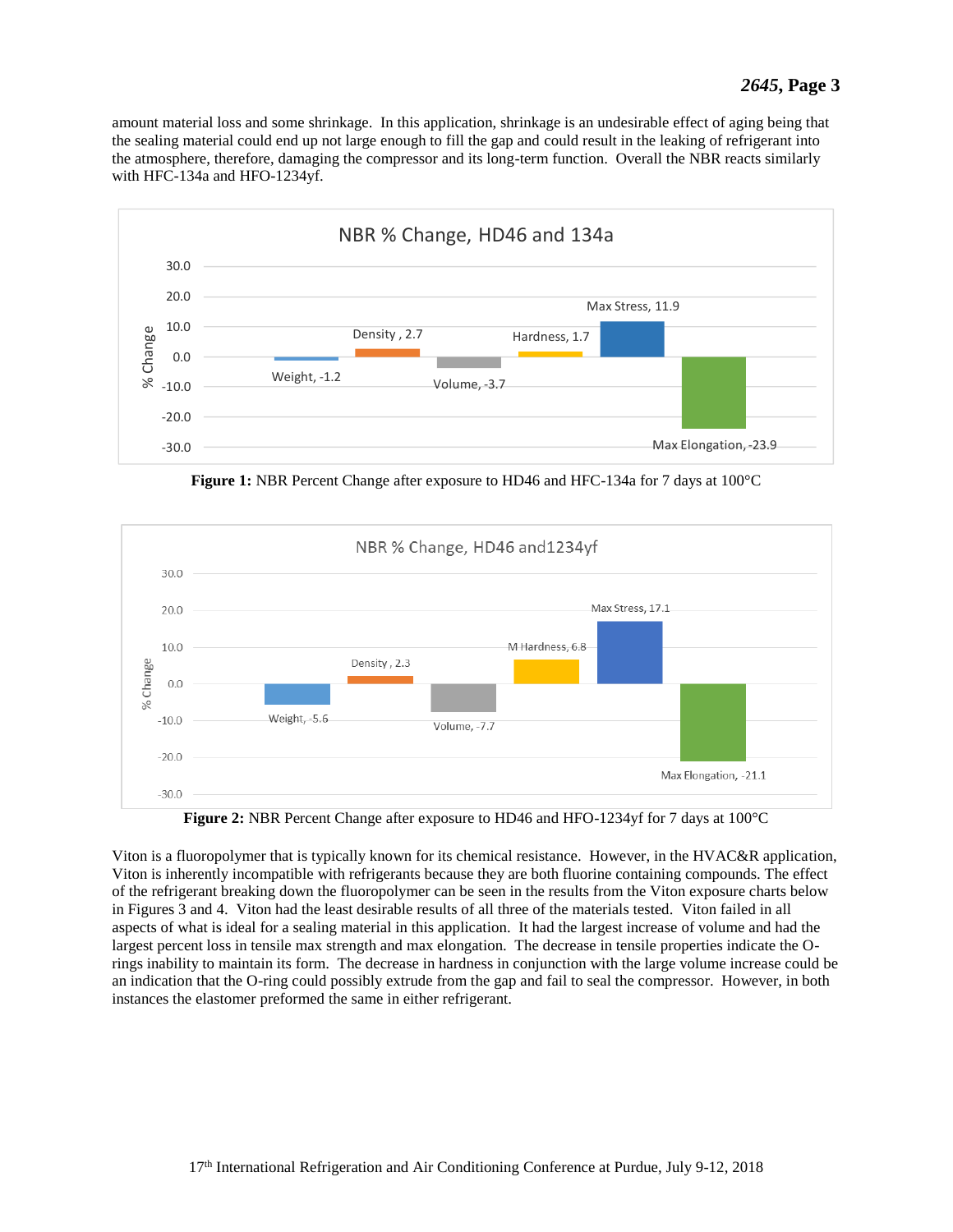amount material loss and some shrinkage. In this application, shrinkage is an undesirable effect of aging being that the sealing material could end up not large enough to fill the gap and could result in the leaking of refrigerant into the atmosphere, therefore, damaging the compressor and its long-term function. Overall the NBR reacts similarly with HFC-134a and HFO-1234yf.

**Figure 1:** NBR Percent Change after exposure to HD46 and HFC-134a for 7 days at 100°C

**Figure 2:** NBR Percent Change after exposure to HD46 and HFO-1234yf for 7 days at 100°C

Viton is a fluoropolymer that is typically known for its chemical resistance. However, in the HVAC&R application, Viton is inherently incompatible with refrigerants because they are both fluorine containing compounds. The effect of the refrigerant breaking down the fluoropolymer can be seen in the results from the Viton exposure charts below in Figures 3 and 4. Viton had the least desirable results of all three of the materials tested. Viton failed in all aspects of what is ideal for a sealing material in this application. It had the largest increase of volume and had the largest percent loss in tensile max strength and max elongation. The decrease in tensile properties indicate the O-rings inability to maintain its form. The decrease in hardness in conjunction with the large volume increase could be an indication that the O-ring could possibly extrude from the gap and fail to seal the compressor. However, in both instances the elastomer preformed the same in either refrigerant.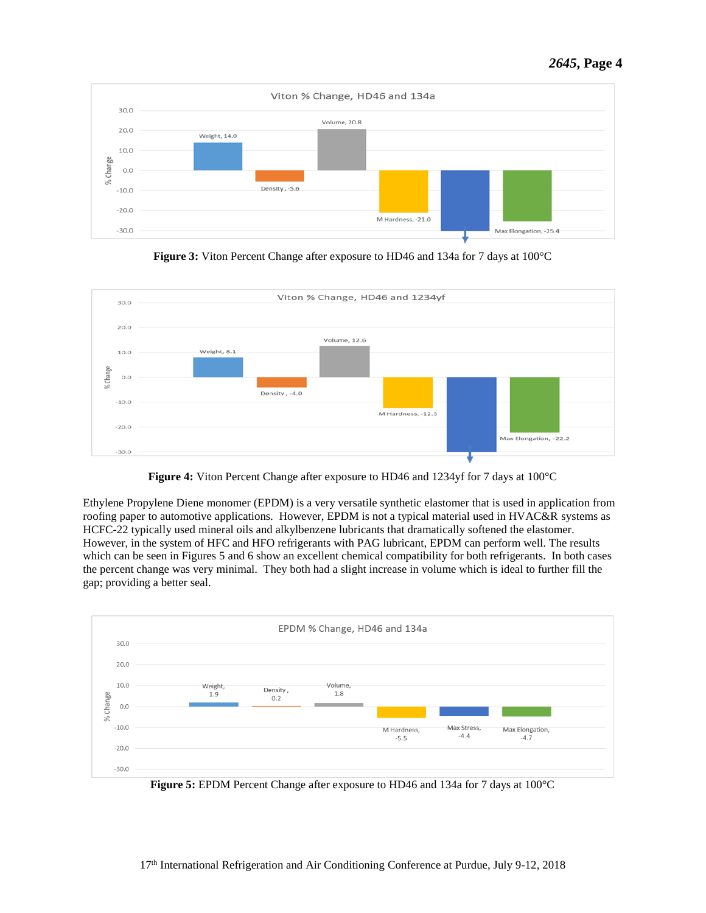Figure 3: Viton Percent Change after exposure to HD46 and 134a for 7 days at 100°C

Figure 4: Viton Percent Change after exposure to HD46 and 1234yf for 7 days at 100°C

Ethylene Propylene Diene monomer (EPDM) is a very versatile synthetic elastomer that is used in application from roofing paper to automotive applications. However, EPDM is not a typical material used in HVAC&R systems as HCFC-22 typically used mineral oils and alkylbenzene lubricants that dramatically softened the elastomer. However, in the system of HFC and HFO refrigerants with PAG lubricant, EPDM can perform well. The results which can be seen in Figures 5 and 6 show an excellent chemical compatibility for both refrigerants. In both cases the percent change was very minimal. They both had a slight increase in volume which is ideal to further fill the gap; providing a better seal.

Figure 5: EPDM Percent Change after exposure to HD46 and 134a for 7 days at 100°C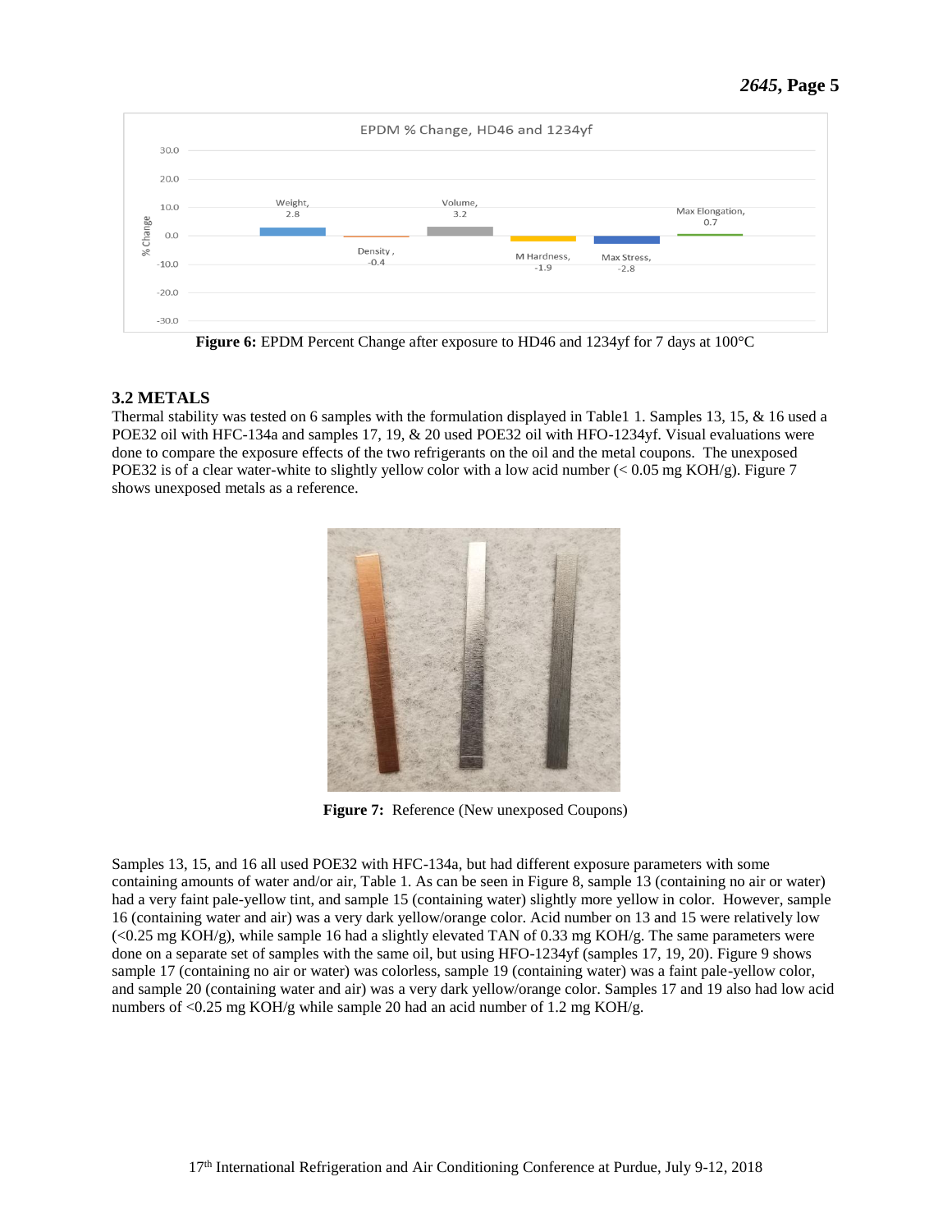Figure 6: EPDM Percent Change after exposure to HD46 and 1234yf for 7 days at 100°C

### 3.2 METALS

Thermal stability was tested on 6 samples with the formulation displayed in Table1 1. Samples 13, 15, & 16 used a POE32 oil with HFC-134a and samples 17, 19, & 20 used POE32 oil with HFO-1234yf. Visual evaluations were done to compare the exposure effects of the two refrigerants on the oil and the metal coupons. The unexposed POE32 is of a clear water-white to slightly yellow color with a low acid number (< 0.05 mg KOH/g). Figure 7 shows unexposed metals as a reference.

**Figure 7:** Reference (New unexposed Coupons)

Samples 13, 15, and 16 all used POE32 with HFC-134a, but had different exposure parameters with some containing amounts of water and/or air, Table 1. As can be seen in Figure 8, sample 13 (containing no air or water) had a very faint pale-yellow tint, and sample 15 (containing water) slightly more yellow in color. However, sample 16 (containing water and air) was a very dark yellow/orange color. Acid number on 13 and 15 were relatively low (<0.25 mg KOH/g), while sample 16 had a slightly elevated TAN of 0.33 mg KOH/g. The same parameters were done on a separate set of samples with the same oil, but using HFO-1234yf (samples 17, 19, 20). Figure 9 shows sample 17 (containing no air or water) was colorless, sample 19 (containing water) was a faint pale-yellow color, and sample 20 (containing water and air) was a very dark yellow/orange color. Samples 17 and 19 also had low acid numbers of <0.25 mg KOH/g while sample 20 had an acid number of 1.2 mg KOH/g.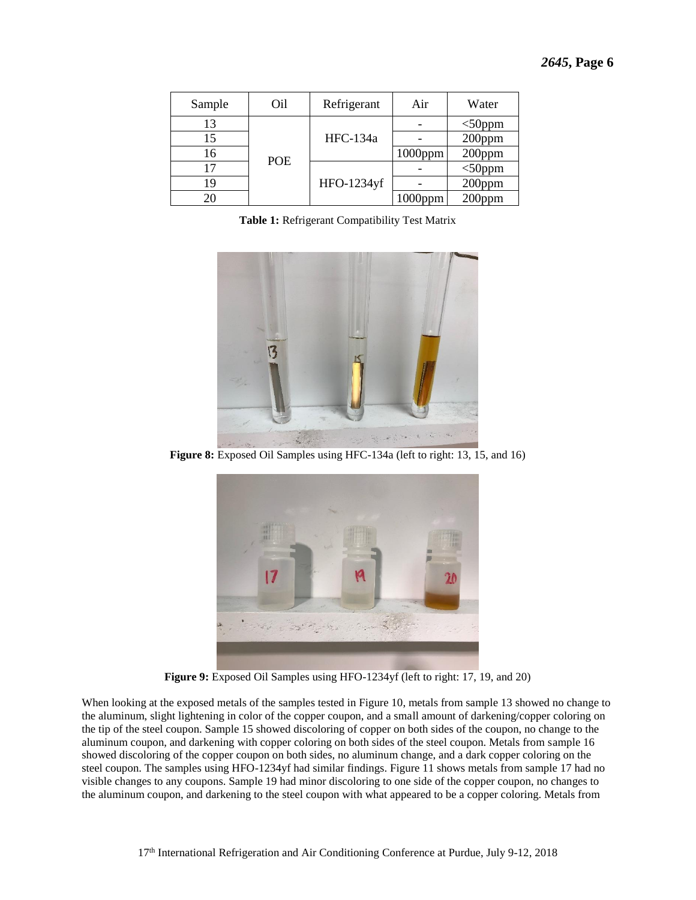| Sample | Oil | Refrigerant | Air | Water |
|---|---|---|---|---|
| 13 | POE | HFC-134a | - | <50ppm |
| 15 | | | - | 200ppm |
| 16 | | | 1000ppm | 200ppm |
| 17 | | HFO-1234yf | - | <50ppm |
| 19 | | | - | 200ppm |
| 20 | | | 1000ppm | 200ppm |

**Table 1:** Refrigerant Compatibility Test Matrix

**Figure 8:** Exposed Oil Samples using HFC-134a (left to right: 13, 15, and 16)

**Figure 9:** Exposed Oil Samples using HFO-1234yf (left to right: 17, 19, and 20)

When looking at the exposed metals of the samples tested in Figure 10, metals from sample 13 showed no change to the aluminum, slight lightening in color of the copper coupon, and a small amount of darkening/copper coloring on the tip of the steel coupon. Sample 15 showed discoloring of copper on both sides of the coupon, no change to the aluminum coupon, and darkening with copper coloring on both sides of the steel coupon. Metals from sample 16 showed discoloring of the copper coupon on both sides, no aluminum change, and a dark copper coloring on the steel coupon. The samples using HFO-1234yf had similar findings. Figure 11 shows metals from sample 17 had no visible changes to any coupons. Sample 19 had minor discoloring to one side of the copper coupon, no changes to the aluminum coupon, and darkening to the steel coupon with what appeared to be a copper coloring. Metals from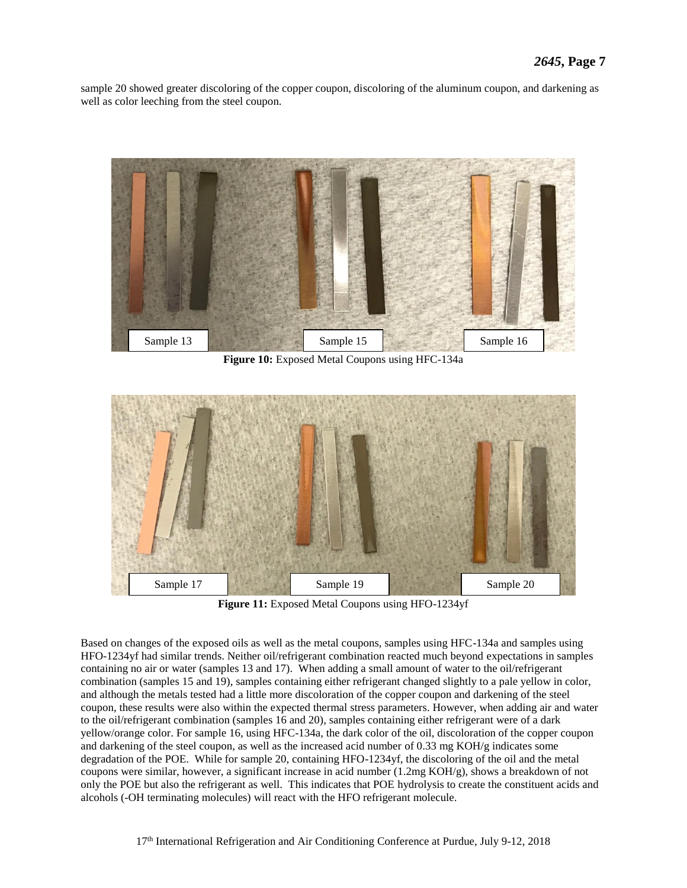sample 20 showed greater discoloring of the copper coupon, discoloring of the aluminum coupon, and darkening as well as color leeching from the steel coupon.

**Figure 10:** Exposed Metal Coupons using HFC-134a

**Figure 11:** Exposed Metal Coupons using HFO-1234yf

Based on changes of the exposed oils as well as the metal coupons, samples using HFC-134a and samples using HFO-1234yf had similar trends. Neither oil/refrigerant combination reacted much beyond expectations in samples containing no air or water (samples 13 and 17). When adding a small amount of water to the oil/refrigerant combination (samples 15 and 19), samples containing either refrigerant changed slightly to a pale yellow in color, and although the metals tested had a little more discoloration of the copper coupon and darkening of the steel coupon, these results were also within the expected thermal stress parameters. However, when adding air and water to the oil/refrigerant combination (samples 16 and 20), samples containing either refrigerant were of a dark yellow/orange color. For sample 16, using HFC-134a, the dark color of the oil, discoloration of the copper coupon and darkening of the steel coupon, as well as the increased acid number of 0.33 mg KOH/g indicates some degradation of the POE. While for sample 20, containing HFO-1234yf, the discoloring of the oil and the metal coupons were similar, however, a significant increase in acid number (1.2mg KOH/g), shows a breakdown of not only the POE but also the refrigerant as well. This indicates that POE hydrolysis to create the constituent acids and alcohols (-OH terminating molecules) will react with the HFO refrigerant molecule.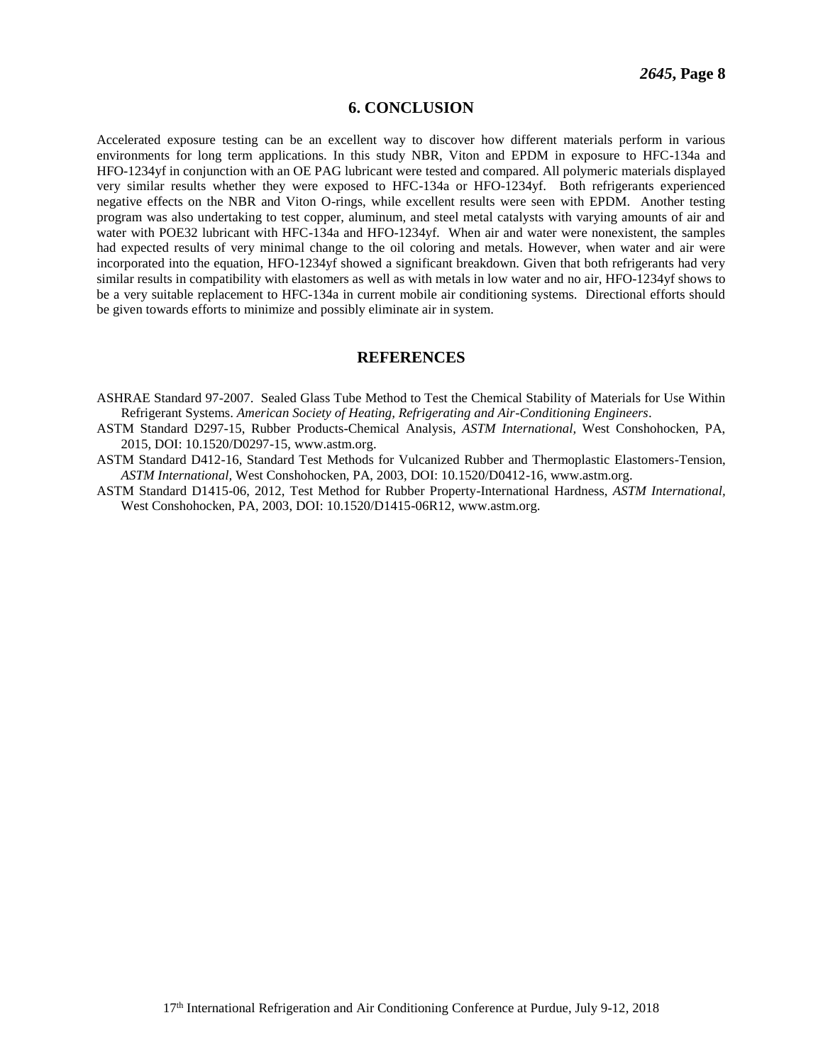## 6. CONCLUSION

Accelerated exposure testing can be an excellent way to discover how different materials perform in various environments for long term applications. In this study NBR, Viton and EPDM in exposure to HFC-134a and HFO-1234yf in conjunction with an OE PAG lubricant were tested and compared. All polymeric materials displayed very similar results whether they were exposed to HFC-134a or HFO-1234yf. Both refrigerants experienced negative effects on the NBR and Viton O-rings, while excellent results were seen with EPDM. Another testing program was also undertaking to test copper, aluminum, and steel metal catalysts with varying amounts of air and water with POE32 lubricant with HFC-134a and HFO-1234yf. When air and water were nonexistent, the samples had expected results of very minimal change to the oil coloring and metals. However, when water and air were incorporated into the equation, HFO-1234yf showed a significant breakdown. Given that both refrigerants had very similar results in compatibility with elastomers as well as with metals in low water and no air, HFO-1234yf shows to be a very suitable replacement to HFC-134a in current mobile air conditioning systems. Directional efforts should be given towards efforts to minimize and possibly eliminate air in system.

## REFERENCES

ASHRAE Standard 97-2007. Sealed Glass Tube Method to Test the Chemical Stability of Materials for Use Within Refrigerant Systems. *American Society of Heating, Refrigerating and Air-Conditioning Engineers*.

ASTM Standard D297-15, Rubber Products-Chemical Analysis, *ASTM International,* West Conshohocken, PA, 2015, DOI: 10.1520/D0297-15, www.astm.org.

ASTM Standard D412-16, Standard Test Methods for Vulcanized Rubber and Thermoplastic Elastomers-Tension, *ASTM International,* West Conshohocken, PA, 2003, DOI: 10.1520/D0412-16, www.astm.org.

ASTM Standard D1415-06, 2012, Test Method for Rubber Property-International Hardness, *ASTM International,* West Conshohocken, PA, 2003, DOI: 10.1520/D1415-06R12, www.astm.org.